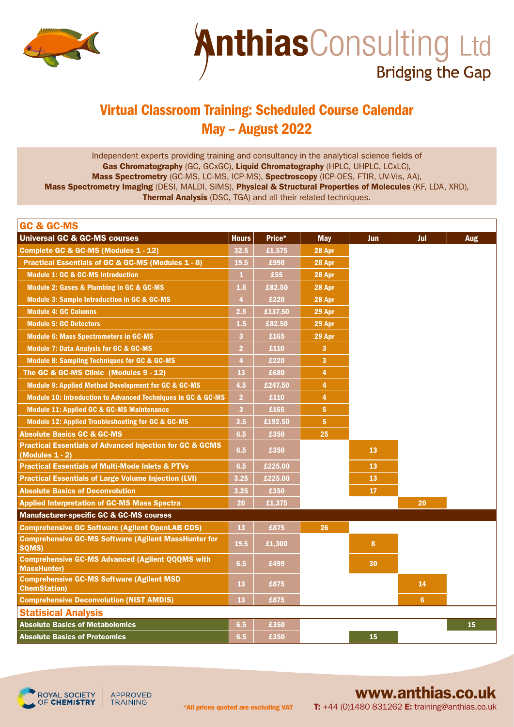# AnthiasConsulting Ltd

Bridging the Gap

## Virtual Classroom Training: Scheduled Course Calendar

## May – August 2022

Independent experts providing training and consultancy in the analytical science fields of **Gas Chromatography** (GC, GCxGC), **Liquid Chromatography** (HPLC, UHPLC, LCxLC), **Mass Spectrometry** (GC-MS, LC-MS, ICP-MS), **Spectroscopy** (ICP-OES, FTIR, UV-Vis, AA), **Mass Spectrometry Imaging** (DESI, MALDI, SIMS), **Physical & Structural Properties of Molecules** (KF, LDA, XRD), **Thermal Analysis** (DSC, TGA) and all their related techniques.

### GC & GC-MS

| Universal GC & GC-MS courses | Hours | Price* | May | Jun | Jul | Aug |
|---|---|---|---|---|---|---|
| Complete GC & GC-MS (Modules 1 - 12) | 32.5 | £1,575 | 28 Apr | | | |
| Practical Essentials of GC & GC-MS (Modules 1 - 8) | 19.5 | £990 | 28 Apr | | | |
| Module 1: GC & GC-MS Introduction | 1 | £55 | 28 Apr | | | |
| Module 2: Gases & Plumbing in GC & GC-MS | 1.5 | £82.50 | 28 Apr | | | |
| Module 3: Sample Introduction in GC & GC-MS | 4 | £220 | 28 Apr | | | |
| Module 4: GC Columns | 2.5 | £137.50 | 29 Apr | | | |
| Module 5: GC Detectors | 1.5 | £82.50 | 29 Apr | | | |
| Module 6: Mass Spectrometers in GC-MS | 3 | £165 | 29 Apr | | | |
| Module 7: Data Analysis for GC & GC-MS | 2 | £110 | 3 | | | |
| Module 8: Sampling Techniques for GC & GC-MS | 4 | £220 | 3 | | | |
| The GC & GC-MS Clinic (Modules 9 - 12) | 13 | £680 | 4 | | | |
| Module 9: Applied Method Development for GC & GC-MS | 4.5 | £247.50 | 4 | | | |
| Module 10: Introduction to Advanced Techniques in GC & GC-MS | 2 | £110 | 4 | | | |
| Module 11: Applied GC & GC-MS Maintenance | 3 | £165 | 5 | | | |
| Module 12: Applied Troubleshooting for GC & GC-MS | 3.5 | £192.50 | 5 | | | |
| Absolute Basics GC & GC-MS | 6.5 | £350 | 25 | | | |
| Practical Essentials of Advanced Injection for GC & GCMS (Modules 1 - 2) | 6.5 | £350 | | 13 | | |
| Practical Essentials of Multi-Mode Inlets & PTVs | 6.5 | £225.00 | | 13 | | |
| Practical Essentials of Large Volume Injection (LVI) | 3.25 | £225.00 | | 13 | | |
| Absolute Basics of Deconvolution | 3.25 | £350 | | 17 | | |
| Applied Interpretation of GC-MS Mass Spectra | 20 | £1,375 | | | 20 | |
| **Manufacturer-specific GC & GC-MS courses** | | | | | | |
| Comprehensive GC Software (Agilent OpenLAB CDS) | 13 | £875 | 26 | | | |
| Comprehensive GC-MS Software (Agilent MassHunter for SQMS) | 19.5 | £1,300 | | 8 | | |
| Comprehensive GC-MS Advanced (Agilent QQQMS with MassHunter) | 6.5 | £499 | | 30 | | |
| Comprehensive GC-MS Software (Agilent MSD ChemStation) | 13 | £875 | | | 14 | |
| Comprehensive Deconvolution (NIST AMDIS) | 13 | £875 | | | 6 | |

### Statisical Analysis

| Course | Hours | Price* | May | Jun | Jul | Aug |
|---|---|---|---|---|---|---|
| Absolute Basics of Metabolomics | 6.5 | £350 | | | | 15 |
| Absolute Basics of Proteomics | 6.5 | £350 | | 15 | | |

ROYAL SOCIETY OF CHEMISTRY | APPROVED TRAINING

*All prices quoted are excluding VAT

**www.anthias.co.uk**

**T:** +44 (0)1480 831262 **E:** training@anthias.co.uk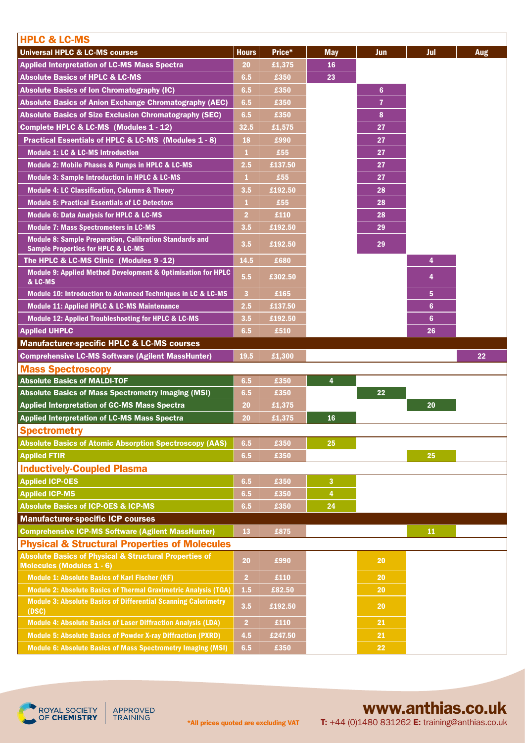## HPLC & LC-MS

| Universal HPLC & LC-MS courses | Hours | Price* | May | Jun | Jul | Aug |
|---|---|---|---|---|---|---|
| Applied Interpretation of LC-MS Mass Spectra | 20 | £1,375 | 16 | | | |
| Absolute Basics of HPLC & LC-MS | 6.5 | £350 | 23 | | | |
| Absolute Basics of Ion Chromatography (IC) | 6.5 | £350 | | 6 | | |
| Absolute Basics of Anion Exchange Chromatography (AEC) | 6.5 | £350 | | 7 | | |
| Absolute Basics of Size Exclusion Chromatography (SEC) | 6.5 | £350 | | 8 | | |
| Complete HPLC & LC-MS (Modules 1 - 12) | 32.5 | £1,575 | | 27 | | |
| Practical Essentials of HPLC & LC-MS (Modules 1 - 8) | 18 | £990 | | 27 | | |
| Module 1: LC & LC-MS Introduction | 1 | £55 | | 27 | | |
| Module 2: Mobile Phases & Pumps in HPLC & LC-MS | 2.5 | £137.50 | | 27 | | |
| Module 3: Sample Introduction in HPLC & LC-MS | 1 | £55 | | 27 | | |
| Module 4: LC Classification, Columns & Theory | 3.5 | £192.50 | | 28 | | |
| Module 5: Practical Essentials of LC Detectors | 1 | £55 | | 28 | | |
| Module 6: Data Analysis for HPLC & LC-MS | 2 | £110 | | 28 | | |
| Module 7: Mass Spectrometers in LC-MS | 3.5 | £192.50 | | 29 | | |
| Module 8: Sample Preparation, Calibration Standards and Sample Properties for HPLC & LC-MS | 3.5 | £192.50 | | 29 | | |
| The HPLC & LC-MS Clinic (Modules 9 -12) | 14.5 | £680 | | | 4 | |
| Module 9: Applied Method Development & Optimisation for HPLC & LC-MS | 5.5 | £302.50 | | | 4 | |
| Module 10: Introduction to Advanced Techniques in LC & LC-MS | 3 | £165 | | | 5 | |
| Module 11: Applied HPLC & LC-MS Maintenance | 2.5 | £137.50 | | | 6 | |
| Module 12: Applied Troubleshooting for HPLC & LC-MS | 3.5 | £192.50 | | | 6 | |
| Applied UHPLC | 6.5 | £510 | | | 26 | |
| **Manufacturer-specific HPLC & LC-MS courses** | | | | | | |
| Comprehensive LC-MS Software (Agilent MassHunter) | 19.5 | £1,300 | | | | 22 |

## Mass Spectroscopy

| Course | Hours | Price* | May | Jun | Jul | Aug |
|---|---|---|---|---|---|---|
| Absolute Basics of MALDI-TOF | 6.5 | £350 | 4 | | | |
| Absolute Basics of Mass Spectrometry Imaging (MSI) | 6.5 | £350 | | 22 | | |
| Applied Interpretation of GC-MS Mass Spectra | 20 | £1,375 | | | 20 | |
| Applied Interpretation of LC-MS Mass Spectra | 20 | £1,375 | 16 | | | |

## Spectrometry

| Course | Hours | Price* | May | Jun | Jul | Aug |
|---|---|---|---|---|---|---|
| Absolute Basics of Atomic Absorption Spectroscopy (AAS) | 6.5 | £350 | 25 | | | |
| Applied FTIR | 6.5 | £350 | | | 25 | |

## Inductively-Coupled Plasma

| Course | Hours | Price* | May | Jun | Jul | Aug |
|---|---|---|---|---|---|---|
| Applied ICP-OES | 6.5 | £350 | 3 | | | |
| Applied ICP-MS | 6.5 | £350 | 4 | | | |
| Absolute Basics of ICP-OES & ICP-MS | 6.5 | £350 | 24 | | | |
| **Manufacturer-specific ICP courses** | | | | | | |
| Comprehensive ICP-MS Software (Agilent MassHunter) | 13 | £875 | | | 11 | |

## Physical & Structural Properties of Molecules

| Course | Hours | Price* | May | Jun | Jul | Aug |
|---|---|---|---|---|---|---|
| Absolute Basics of Physical & Structural Properties of Molecules (Modules 1 - 6) | 20 | £990 | | 20 | | |
| Module 1: Absolute Basics of Karl Fischer (KF) | 2 | £110 | | 20 | | |
| Module 2: Absolute Basics of Thermal Gravimetric Analysis (TGA) | 1.5 | £82.50 | | 20 | | |
| Module 3: Absolute Basics of Differential Scanning Calorimetry (DSC) | 3.5 | £192.50 | | 20 | | |
| Module 4: Absolute Basics of Laser Diffraction Analysis (LDA) | 2 | £110 | | 21 | | |
| Module 5: Absolute Basics of Powder X-ray Diffraction (PXRD) | 4.5 | £247.50 | | 21 | | |
| Module 6: Absolute Basics of Mass Spectrometry Imaging (MSI) | 6.5 | £350 | | 22 | | |

ROYAL SOCIETY OF CHEMISTRY | APPROVED TRAINING

*All prices quoted are excluding VAT

**www.anthias.co.uk**

**T:** +44 (0)1480 831262 **E:** training@anthias.co.uk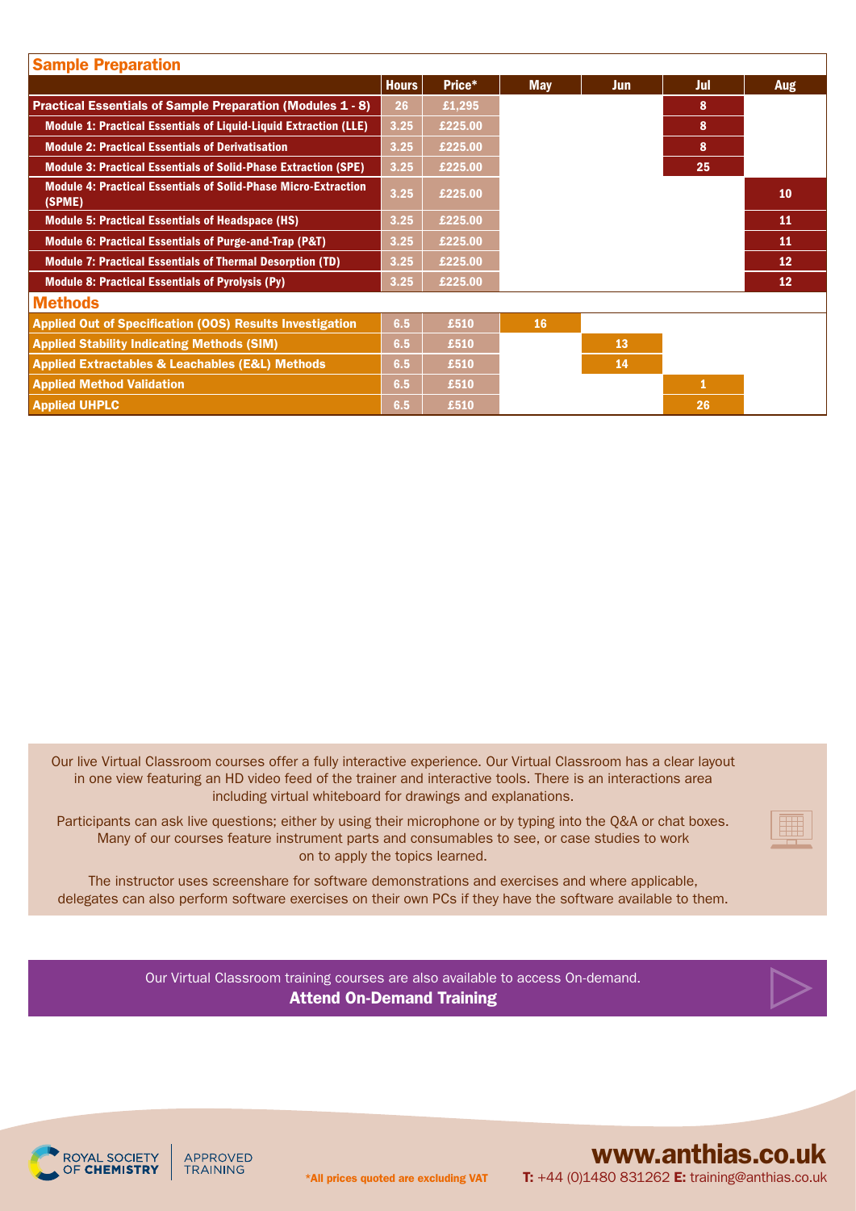## Sample Preparation

| | Hours | Price* | May | Jun | Jul | Aug |
|---|---|---|---|---|---|---|
| **Practical Essentials of Sample Preparation (Modules 1 - 8)** | 26 | £1,295 | | | 8 | |
| Module 1: Practical Essentials of Liquid-Liquid Extraction (LLE) | 3.25 | £225.00 | | | 8 | |
| Module 2: Practical Essentials of Derivatisation | 3.25 | £225.00 | | | 8 | |
| Module 3: Practical Essentials of Solid-Phase Extraction (SPE) | 3.25 | £225.00 | | | 25 | |
| Module 4: Practical Essentials of Solid-Phase Micro-Extraction (SPME) | 3.25 | £225.00 | | | | 10 |
| Module 5: Practical Essentials of Headspace (HS) | 3.25 | £225.00 | | | | 11 |
| Module 6: Practical Essentials of Purge-and-Trap (P&T) | 3.25 | £225.00 | | | | 11 |
| Module 7: Practical Essentials of Thermal Desorption (TD) | 3.25 | £225.00 | | | | 12 |
| Module 8: Practical Essentials of Pyrolysis (Py) | 3.25 | £225.00 | | | | 12 |
| **Methods** | | | | | | |
| Applied Out of Specification (OOS) Results Investigation | 6.5 | £510 | 16 | | | |
| Applied Stability Indicating Methods (SIM) | 6.5 | £510 | | 13 | | |
| Applied Extractables & Leachables (E&L) Methods | 6.5 | £510 | | 14 | | |
| Applied Method Validation | 6.5 | £510 | | | 1 | |
| Applied UHPLC | 6.5 | £510 | | | 26 | |

Our live Virtual Classroom courses offer a fully interactive experience. Our Virtual Classroom has a clear layout in one view featuring an HD video feed of the trainer and interactive tools. There is an interactions area including virtual whiteboard for drawings and explanations.

Participants can ask live questions; either by using their microphone or by typing into the Q&A or chat boxes. Many of our courses feature instrument parts and consumables to see, or case studies to work on to apply the topics learned.

The instructor uses screenshare for software demonstrations and exercises and where applicable, delegates can also perform software exercises on their own PCs if they have the software available to them.

Our Virtual Classroom training courses are also available to access On-demand.
**Attend On-Demand Training**

ROYAL SOCIETY OF CHEMISTRY | APPROVED TRAINING

*All prices quoted are excluding VAT

**www.anthias.co.uk**
**T:** +44 (0)1480 831262 **E:** training@anthias.co.uk